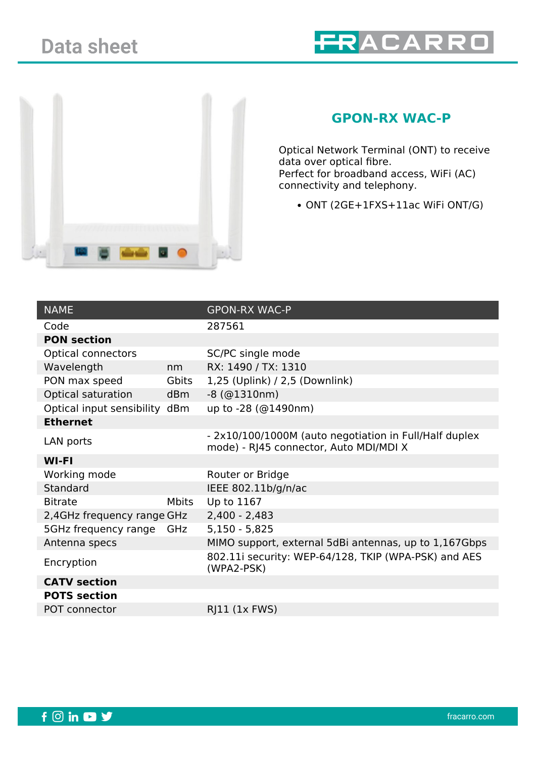# Data sheet

## GPON-RX WAC-P

Optical Network Terminal (ONT) to receive data over optical fibre.
Perfect for broadband access, WiFi (AC) connectivity and telephony.

- ONT (2GE+1FXS+11ac WiFi ONT/G)

| NAME | | GPON-RX WAC-P |
|---|---|---|
| Code | | 287561 |
| **PON section** | | |
| Optical connectors | | SC/PC single mode |
| Wavelength | nm | RX: 1490 / TX: 1310 |
| PON max speed | Gbits | 1,25 (Uplink) / 2,5 (Downlink) |
| Optical saturation | dBm | -8 (@1310nm) |
| Optical input sensibility | dBm | up to -28 (@1490nm) |
| **Ethernet** | | |
| LAN ports | | - 2x10/100/1000M (auto negotiation in Full/Half duplex mode) - RJ45 connector, Auto MDI/MDI X |
| **WI-FI** | | |
| Working mode | | Router or Bridge |
| Standard | | IEEE 802.11b/g/n/ac |
| Bitrate | Mbits | Up to 1167 |
| 2,4GHz frequency range | GHz | 2,400 - 2,483 |
| 5GHz frequency range | GHz | 5,150 - 5,825 |
| Antenna specs | | MIMO support, external 5dBi antennas, up to 1,167Gbps |
| Encryption | | 802.11i security: WEP-64/128, TKIP (WPA-PSK) and AES (WPA2-PSK) |
| **CATV section** | | |
| **POTS section** | | |
| POT connector | | RJ11 (1x FWS) |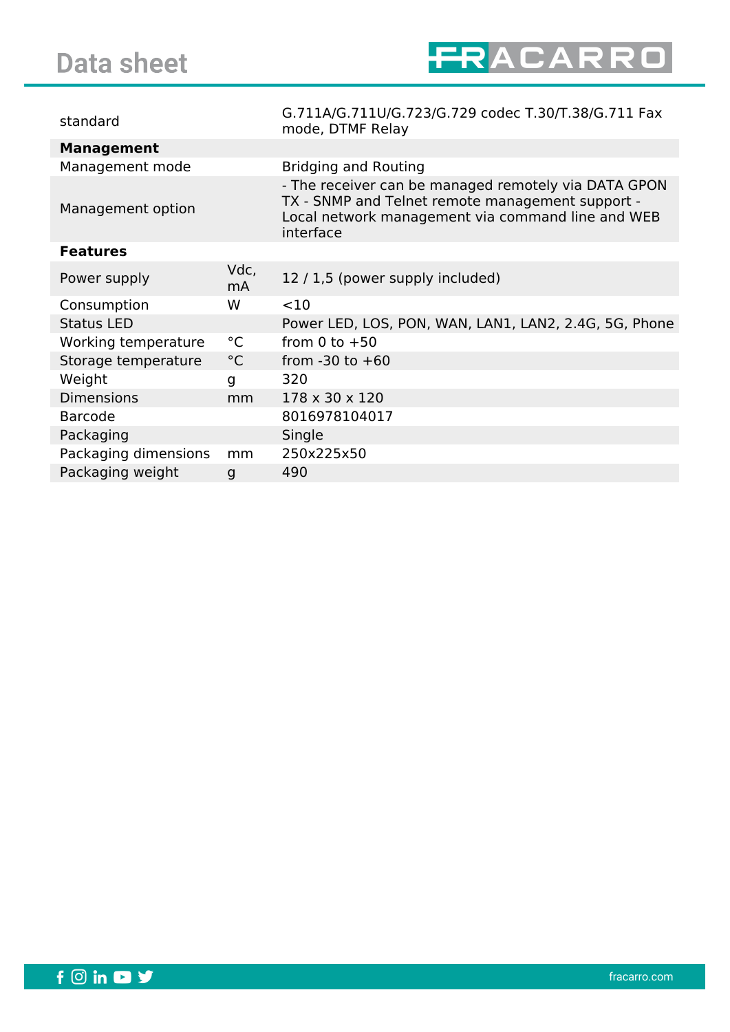| | | |
|---|---|---|
| standard | | G.711A/G.711U/G.723/G.729 codec T.30/T.38/G.711 Fax mode, DTMF Relay |
| **Management** | | |
| Management mode | | Bridging and Routing |
| Management option | | - The receiver can be managed remotely via DATA GPON TX - SNMP and Telnet remote management support - Local network management via command line and WEB interface |
| **Features** | | |
| Power supply | Vdc, mA | 12 / 1,5 (power supply included) |
| Consumption | W | <10 |
| Status LED | | Power LED, LOS, PON, WAN, LAN1, LAN2, 2.4G, 5G, Phone |
| Working temperature | °C | from 0 to +50 |
| Storage temperature | °C | from -30 to +60 |
| Weight | g | 320 |
| Dimensions | mm | 178 x 30 x 120 |
| Barcode | | 8016978104017 |
| Packaging | | Single |
| Packaging dimensions | mm | 250x225x50 |
| Packaging weight | g | 490 |